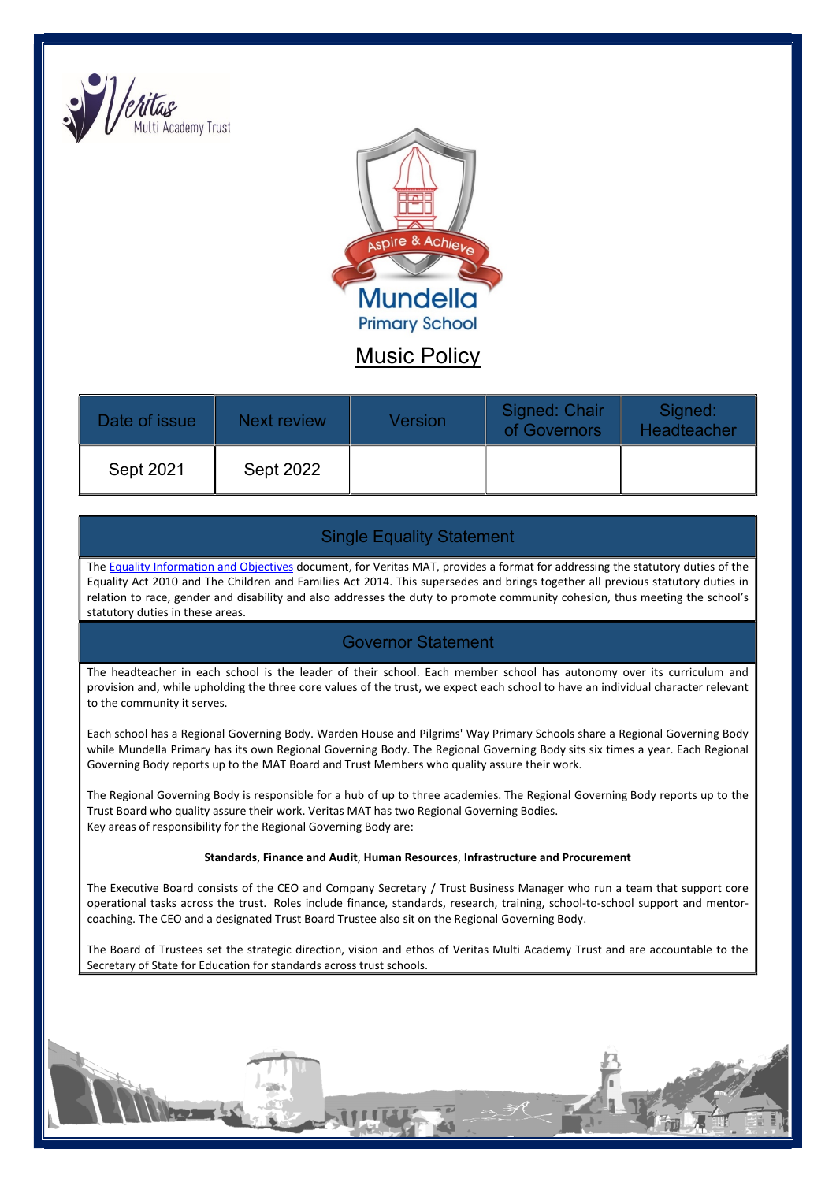Veritas Multi Academy Trust

Mundella Primary School

Aspire & Achieve

# Music Policy

| Date of issue | Next review | Version | Signed: Chair of Governors | Signed: Headteacher |
|---|---|---|---|---|
| Sept 2021 | Sept 2022 | | | |

## Single Equality Statement

The [Equality Information and Objectives](Equality Information and Objectives) document, for Veritas MAT, provides a format for addressing the statutory duties of the Equality Act 2010 and The Children and Families Act 2014. This supersedes and brings together all previous statutory duties in relation to race, gender and disability and also addresses the duty to promote community cohesion, thus meeting the school's statutory duties in these areas.

## Governor Statement

The headteacher in each school is the leader of their school. Each member school has autonomy over its curriculum and provision and, while upholding the three core values of the trust, we expect each school to have an individual character relevant to the community it serves.

Each school has a Regional Governing Body. Warden House and Pilgrims' Way Primary Schools share a Regional Governing Body while Mundella Primary has its own Regional Governing Body. The Regional Governing Body sits six times a year. Each Regional Governing Body reports up to the MAT Board and Trust Members who quality assure their work.

The Regional Governing Body is responsible for a hub of up to three academies. The Regional Governing Body reports up to the Trust Board who quality assure their work. Veritas MAT has two Regional Governing Bodies.
Key areas of responsibility for the Regional Governing Body are:

**Standards**, **Finance and Audit**, **Human Resources**, **Infrastructure and Procurement**

The Executive Board consists of the CEO and Company Secretary / Trust Business Manager who run a team that support core operational tasks across the trust. Roles include finance, standards, research, training, school-to-school support and mentor-coaching. The CEO and a designated Trust Board Trustee also sit on the Regional Governing Body.

The Board of Trustees set the strategic direction, vision and ethos of Veritas Multi Academy Trust and are accountable to the Secretary of State for Education for standards across trust schools.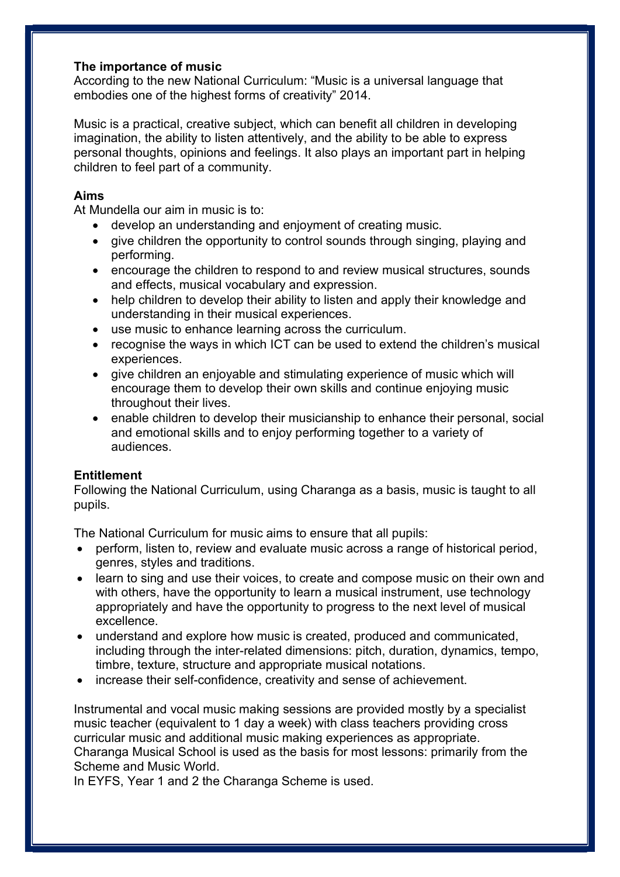**The importance of music**

According to the new National Curriculum: "Music is a universal language that embodies one of the highest forms of creativity" 2014.

Music is a practical, creative subject, which can benefit all children in developing imagination, the ability to listen attentively, and the ability to be able to express personal thoughts, opinions and feelings. It also plays an important part in helping children to feel part of a community.

**Aims**

At Mundella our aim in music is to:

- develop an understanding and enjoyment of creating music.
- give children the opportunity to control sounds through singing, playing and performing.
- encourage the children to respond to and review musical structures, sounds and effects, musical vocabulary and expression.
- help children to develop their ability to listen and apply their knowledge and understanding in their musical experiences.
- use music to enhance learning across the curriculum.
- recognise the ways in which ICT can be used to extend the children's musical experiences.
- give children an enjoyable and stimulating experience of music which will encourage them to develop their own skills and continue enjoying music throughout their lives.
- enable children to develop their musicianship to enhance their personal, social and emotional skills and to enjoy performing together to a variety of audiences.

**Entitlement**

Following the National Curriculum, using Charanga as a basis, music is taught to all pupils.

The National Curriculum for music aims to ensure that all pupils:

- perform, listen to, review and evaluate music across a range of historical period, genres, styles and traditions.
- learn to sing and use their voices, to create and compose music on their own and with others, have the opportunity to learn a musical instrument, use technology appropriately and have the opportunity to progress to the next level of musical excellence.
- understand and explore how music is created, produced and communicated, including through the inter-related dimensions: pitch, duration, dynamics, tempo, timbre, texture, structure and appropriate musical notations.
- increase their self-confidence, creativity and sense of achievement.

Instrumental and vocal music making sessions are provided mostly by a specialist music teacher (equivalent to 1 day a week) with class teachers providing cross curricular music and additional music making experiences as appropriate.
Charanga Musical School is used as the basis for most lessons: primarily from the Scheme and Music World.
In EYFS, Year 1 and 2 the Charanga Scheme is used.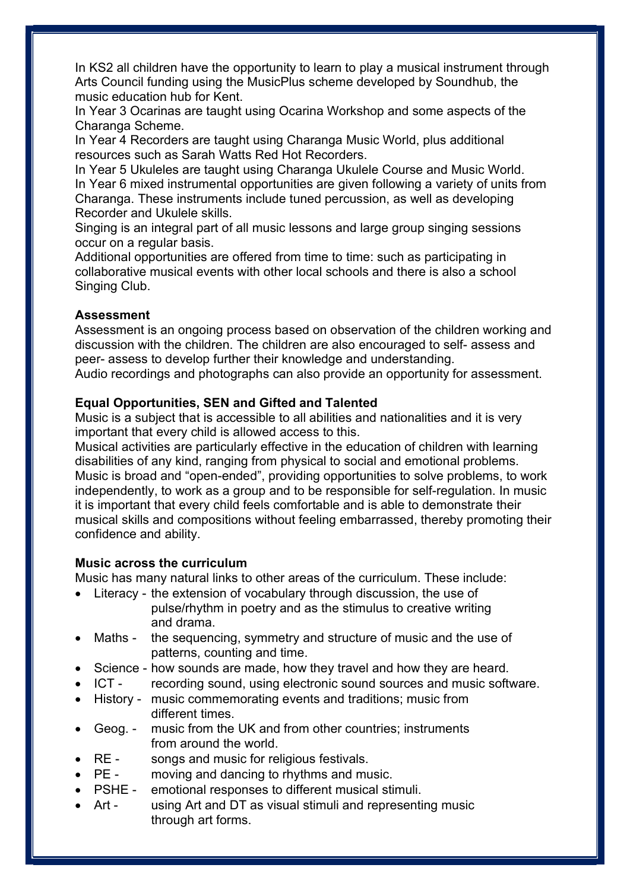In KS2 all children have the opportunity to learn to play a musical instrument through Arts Council funding using the MusicPlus scheme developed by Soundhub, the music education hub for Kent.

In Year 3 Ocarinas are taught using Ocarina Workshop and some aspects of the Charanga Scheme.

In Year 4 Recorders are taught using Charanga Music World, plus additional resources such as Sarah Watts Red Hot Recorders.

In Year 5 Ukuleles are taught using Charanga Ukulele Course and Music World.

In Year 6 mixed instrumental opportunities are given following a variety of units from Charanga. These instruments include tuned percussion, as well as developing Recorder and Ukulele skills.

Singing is an integral part of all music lessons and large group singing sessions occur on a regular basis.

Additional opportunities are offered from time to time: such as participating in collaborative musical events with other local schools and there is also a school Singing Club.

**Assessment**

Assessment is an ongoing process based on observation of the children working and discussion with the children. The children are also encouraged to self- assess and peer- assess to develop further their knowledge and understanding.

Audio recordings and photographs can also provide an opportunity for assessment.

**Equal Opportunities, SEN and Gifted and Talented**

Music is a subject that is accessible to all abilities and nationalities and it is very important that every child is allowed access to this.

Musical activities are particularly effective in the education of children with learning disabilities of any kind, ranging from physical to social and emotional problems. Music is broad and "open-ended", providing opportunities to solve problems, to work independently, to work as a group and to be responsible for self-regulation. In music it is important that every child feels comfortable and is able to demonstrate their musical skills and compositions without feeling embarrassed, thereby promoting their confidence and ability.

**Music across the curriculum**

Music has many natural links to other areas of the curriculum. These include:

- Literacy - the extension of vocabulary through discussion, the use of pulse/rhythm in poetry and as the stimulus to creative writing and drama.
- Maths - the sequencing, symmetry and structure of music and the use of patterns, counting and time.
- Science - how sounds are made, how they travel and how they are heard.
- ICT - recording sound, using electronic sound sources and music software.
- History - music commemorating events and traditions; music from different times.
- Geog. - music from the UK and from other countries; instruments from around the world.
- RE - songs and music for religious festivals.
- PE - moving and dancing to rhythms and music.
- PSHE - emotional responses to different musical stimuli.
- Art - using Art and DT as visual stimuli and representing music through art forms.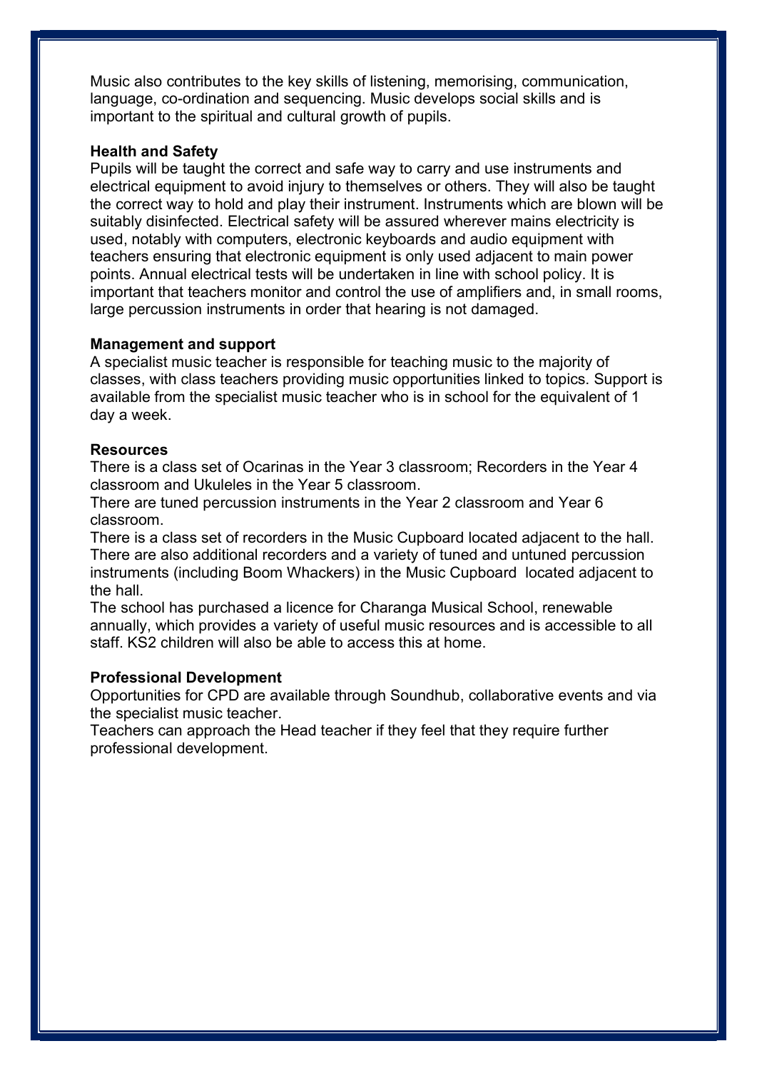Music also contributes to the key skills of listening, memorising, communication, language, co-ordination and sequencing. Music develops social skills and is important to the spiritual and cultural growth of pupils.

**Health and Safety**

Pupils will be taught the correct and safe way to carry and use instruments and electrical equipment to avoid injury to themselves or others. They will also be taught the correct way to hold and play their instrument. Instruments which are blown will be suitably disinfected. Electrical safety will be assured wherever mains electricity is used, notably with computers, electronic keyboards and audio equipment with teachers ensuring that electronic equipment is only used adjacent to main power points. Annual electrical tests will be undertaken in line with school policy. It is important that teachers monitor and control the use of amplifiers and, in small rooms, large percussion instruments in order that hearing is not damaged.

**Management and support**

A specialist music teacher is responsible for teaching music to the majority of classes, with class teachers providing music opportunities linked to topics. Support is available from the specialist music teacher who is in school for the equivalent of 1 day a week.

**Resources**

There is a class set of Ocarinas in the Year 3 classroom; Recorders in the Year 4 classroom and Ukuleles in the Year 5 classroom.

There are tuned percussion instruments in the Year 2 classroom and Year 6 classroom.

There is a class set of recorders in the Music Cupboard located adjacent to the hall. There are also additional recorders and a variety of tuned and untuned percussion instruments (including Boom Whackers) in the Music Cupboard located adjacent to the hall.

The school has purchased a licence for Charanga Musical School, renewable annually, which provides a variety of useful music resources and is accessible to all staff. KS2 children will also be able to access this at home.

**Professional Development**

Opportunities for CPD are available through Soundhub, collaborative events and via the specialist music teacher.

Teachers can approach the Head teacher if they feel that they require further professional development.